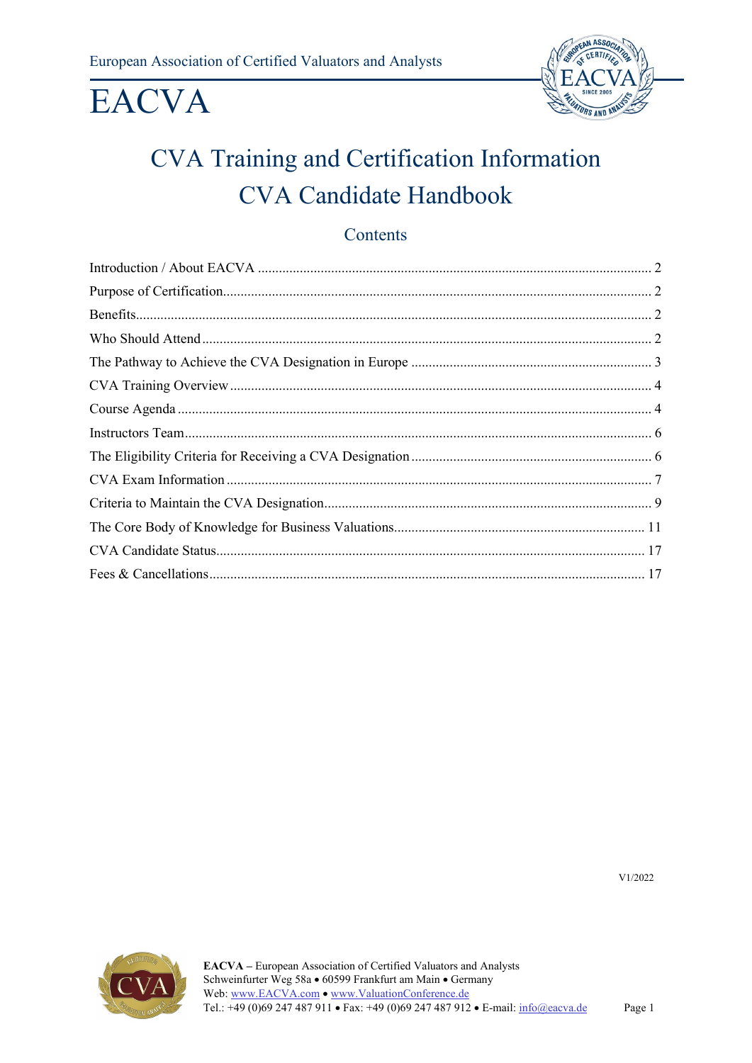European Association of Certified Valuators and Analysts

# EACVA

# CVA Training and Certification Information
# CVA Candidate Handbook

## Contents

| | |
|---|---|
| Introduction / About EACVA | 2 |
| Purpose of Certification | 2 |
| Benefits | 2 |
| Who Should Attend | 2 |
| The Pathway to Achieve the CVA Designation in Europe | 3 |
| CVA Training Overview | 4 |
| Course Agenda | 4 |
| Instructors Team | 6 |
| The Eligibility Criteria for Receiving a CVA Designation | 6 |
| CVA Exam Information | 7 |
| Criteria to Maintain the CVA Designation | 9 |
| The Core Body of Knowledge for Business Valuations | 11 |
| CVA Candidate Status | 17 |
| Fees & Cancellations | 17 |

V1/2022

**EACVA** – European Association of Certified Valuators and Analysts
Schweinfurter Weg 58a • 60599 Frankfurt am Main • Germany
Web: www.EACVA.com • www.ValuationConference.de
Tel.: +49 (0)69 247 487 911 • Fax: +49 (0)69 247 487 912 • E-mail: info@eacva.de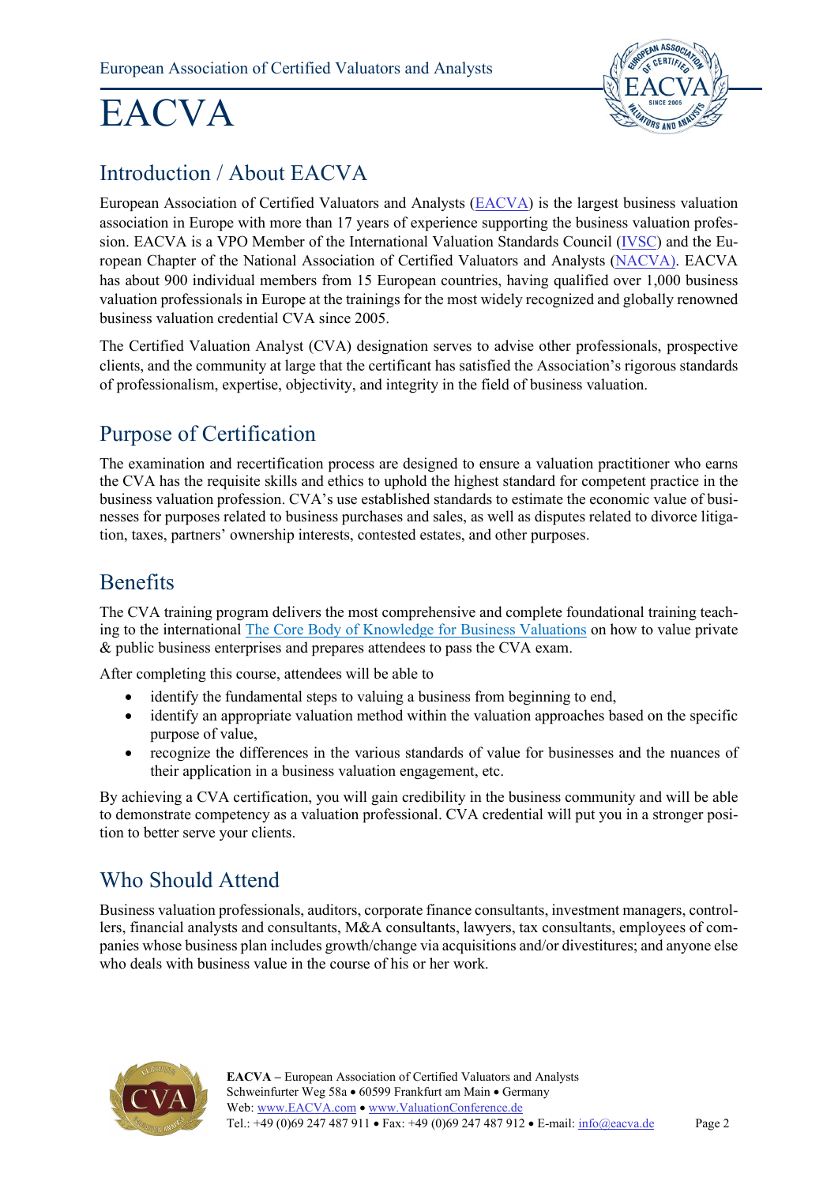# EACVA

European Association of Certified Valuators and Analysts

## Introduction / About EACVA

European Association of Certified Valuators and Analysts (EACVA) is the largest business valuation association in Europe with more than 17 years of experience supporting the business valuation profession. EACVA is a VPO Member of the International Valuation Standards Council (IVSC) and the European Chapter of the National Association of Certified Valuators and Analysts (NACVA). EACVA has about 900 individual members from 15 European countries, having qualified over 1,000 business valuation professionals in Europe at the trainings for the most widely recognized and globally renowned business valuation credential CVA since 2005.

The Certified Valuation Analyst (CVA) designation serves to advise other professionals, prospective clients, and the community at large that the certificant has satisfied the Association's rigorous standards of professionalism, expertise, objectivity, and integrity in the field of business valuation.

## Purpose of Certification

The examination and recertification process are designed to ensure a valuation practitioner who earns the CVA has the requisite skills and ethics to uphold the highest standard for competent practice in the business valuation profession. CVA's use established standards to estimate the economic value of businesses for purposes related to business purchases and sales, as well as disputes related to divorce litigation, taxes, partners' ownership interests, contested estates, and other purposes.

## Benefits

The CVA training program delivers the most comprehensive and complete foundational training teaching to the international The Core Body of Knowledge for Business Valuations on how to value private & public business enterprises and prepares attendees to pass the CVA exam.

After completing this course, attendees will be able to

- identify the fundamental steps to valuing a business from beginning to end,
- identify an appropriate valuation method within the valuation approaches based on the specific purpose of value,
- recognize the differences in the various standards of value for businesses and the nuances of their application in a business valuation engagement, etc.

By achieving a CVA certification, you will gain credibility in the business community and will be able to demonstrate competency as a valuation professional. CVA credential will put you in a stronger position to better serve your clients.

## Who Should Attend

Business valuation professionals, auditors, corporate finance consultants, investment managers, controllers, financial analysts and consultants, M&A consultants, lawyers, tax consultants, employees of companies whose business plan includes growth/change via acquisitions and/or divestitures; and anyone else who deals with business value in the course of his or her work.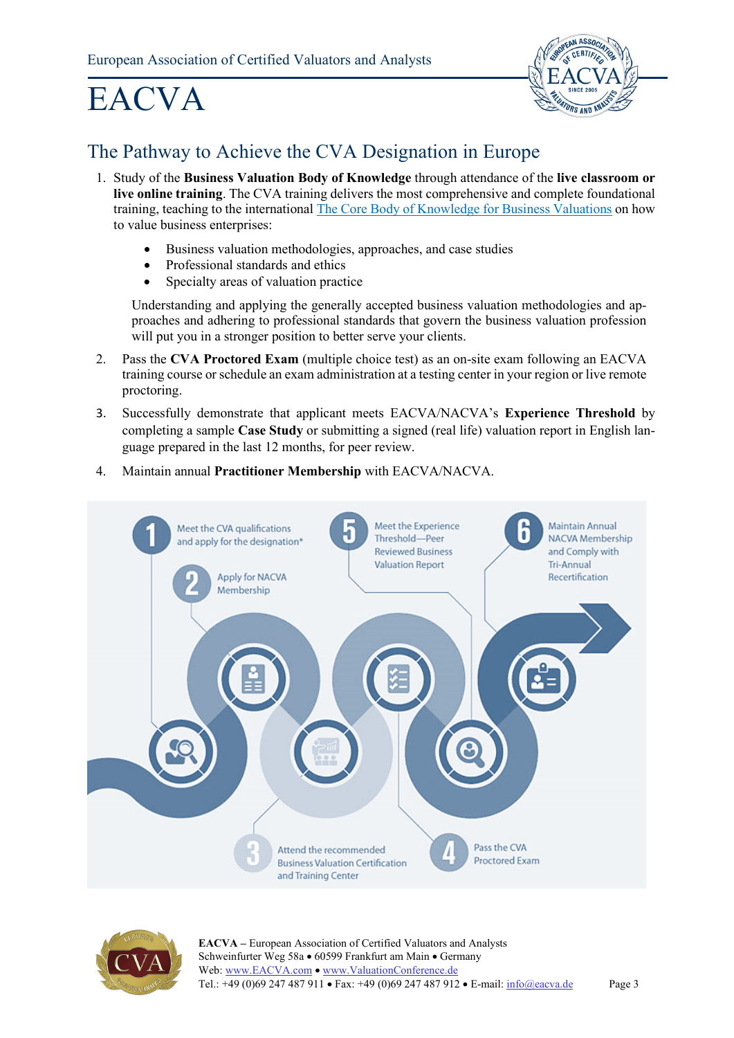European Association of Certified Valuators and Analysts

# EACVA

## The Pathway to Achieve the CVA Designation in Europe

1. Study of the **Business Valuation Body of Knowledge** through attendance of the **live classroom or live online training**. The CVA training delivers the most comprehensive and complete foundational training, teaching to the international The Core Body of Knowledge for Business Valuations on how to value business enterprises:

   - Business valuation methodologies, approaches, and case studies
   - Professional standards and ethics
   - Specialty areas of valuation practice

   Understanding and applying the generally accepted business valuation methodologies and approaches and adhering to professional standards that govern the business valuation profession will put you in a stronger position to better serve your clients.

2. Pass the **CVA Proctored Exam** (multiple choice test) as an on-site exam following an EACVA training course or schedule an exam administration at a testing center in your region or live remote proctoring.

3. Successfully demonstrate that applicant meets EACVA/NACVA's **Experience Threshold** by completing a sample **Case Study** or submitting a signed (real life) valuation report in English language prepared in the last 12 months, for peer review.

4. Maintain annual **Practitioner Membership** with EACVA/NACVA.

1 Meet the CVA qualifications and apply for the designation*

2 Apply for NACVA Membership

3 Attend the recommended Business Valuation Certification and Training Center

4 Pass the CVA Proctored Exam

5 Meet the Experience Threshold—Peer Reviewed Business Valuation Report

6 Maintain Annual NACVA Membership and Comply with Tri-Annual Recertification

**EACVA** – European Association of Certified Valuators and Analysts
Schweinfurter Weg 58a • 60599 Frankfurt am Main • Germany
Web: www.EACVA.com • www.ValuationConference.de
Tel.: +49 (0)69 247 487 911 • Fax: +49 (0)69 247 487 912 • E-mail: info@eacva.de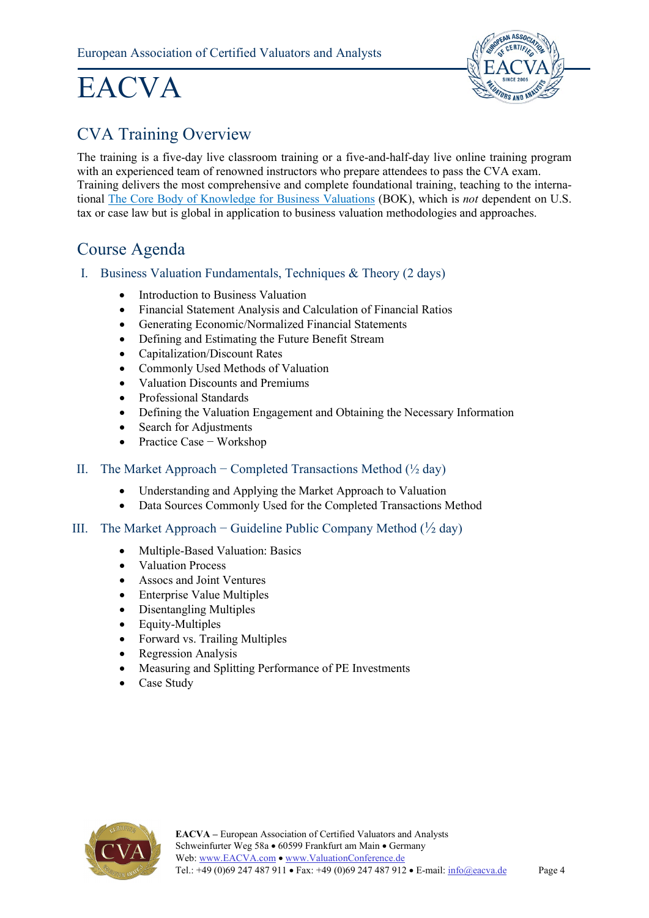## CVA Training Overview

The training is a five-day live classroom training or a five-and-half-day live online training program with an experienced team of renowned instructors who prepare attendees to pass the CVA exam. Training delivers the most comprehensive and complete foundational training, teaching to the international The Core Body of Knowledge for Business Valuations (BOK), which is *not* dependent on U.S. tax or case law but is global in application to business valuation methodologies and approaches.

## Course Agenda

### I. Business Valuation Fundamentals, Techniques & Theory (2 days)

- Introduction to Business Valuation
- Financial Statement Analysis and Calculation of Financial Ratios
- Generating Economic/Normalized Financial Statements
- Defining and Estimating the Future Benefit Stream
- Capitalization/Discount Rates
- Commonly Used Methods of Valuation
- Valuation Discounts and Premiums
- Professional Standards
- Defining the Valuation Engagement and Obtaining the Necessary Information
- Search for Adjustments
- Practice Case − Workshop

### II. The Market Approach − Completed Transactions Method (½ day)

- Understanding and Applying the Market Approach to Valuation
- Data Sources Commonly Used for the Completed Transactions Method

### III. The Market Approach − Guideline Public Company Method (½ day)

- Multiple-Based Valuation: Basics
- Valuation Process
- Assocs and Joint Ventures
- Enterprise Value Multiples
- Disentangling Multiples
- Equity-Multiples
- Forward vs. Trailing Multiples
- Regression Analysis
- Measuring and Splitting Performance of PE Investments
- Case Study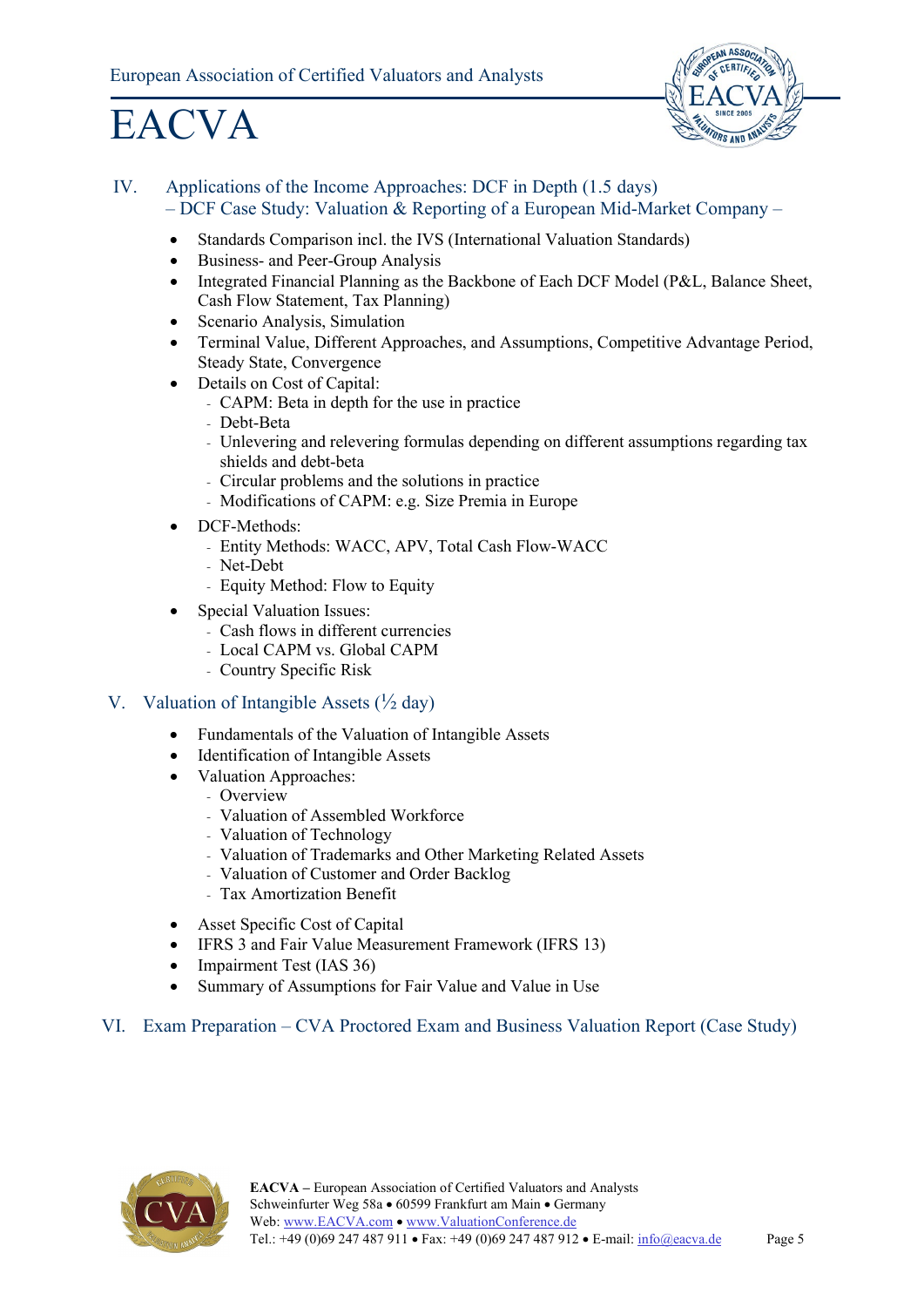## IV. Applications of the Income Approaches: DCF in Depth (1.5 days)
### – DCF Case Study: Valuation & Reporting of a European Mid-Market Company –

- Standards Comparison incl. the IVS (International Valuation Standards)
- Business- and Peer-Group Analysis
- Integrated Financial Planning as the Backbone of Each DCF Model (P&L, Balance Sheet, Cash Flow Statement, Tax Planning)
- Scenario Analysis, Simulation
- Terminal Value, Different Approaches, and Assumptions, Competitive Advantage Period, Steady State, Convergence
- Details on Cost of Capital:
  - CAPM: Beta in depth for the use in practice
  - Debt-Beta
  - Unlevering and relevering formulas depending on different assumptions regarding tax shields and debt-beta
  - Circular problems and the solutions in practice
  - Modifications of CAPM: e.g. Size Premia in Europe
- DCF-Methods:
  - Entity Methods: WACC, APV, Total Cash Flow-WACC
  - Net-Debt
  - Equity Method: Flow to Equity
- Special Valuation Issues:
  - Cash flows in different currencies
  - Local CAPM vs. Global CAPM
  - Country Specific Risk

## V. Valuation of Intangible Assets (½ day)

- Fundamentals of the Valuation of Intangible Assets
- Identification of Intangible Assets
- Valuation Approaches:
  - Overview
  - Valuation of Assembled Workforce
  - Valuation of Technology
  - Valuation of Trademarks and Other Marketing Related Assets
  - Valuation of Customer and Order Backlog
  - Tax Amortization Benefit
- Asset Specific Cost of Capital
- IFRS 3 and Fair Value Measurement Framework (IFRS 13)
- Impairment Test (IAS 36)
- Summary of Assumptions for Fair Value and Value in Use

## VI. Exam Preparation – CVA Proctored Exam and Business Valuation Report (Case Study)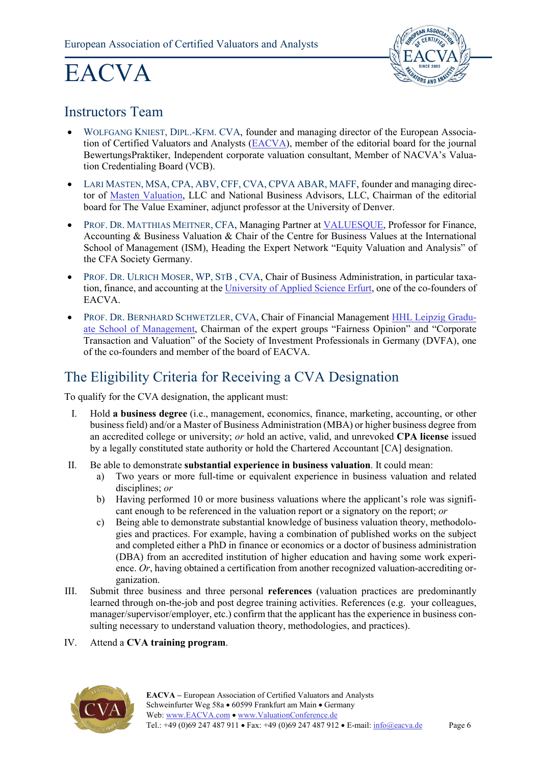## Instructors Team

- WOLFGANG KNIEST, DIPL.-KFM. CVA, founder and managing director of the European Association of Certified Valuators and Analysts (EACVA), member of the editorial board for the journal BewertungsPraktiker, Independent corporate valuation consultant, Member of NACVA's Valuation Credentialing Board (VCB).
- LARI MASTEN, MSA, CPA, ABV, CFF, CVA, CPVA ABAR, MAFF, founder and managing director of Masten Valuation, LLC and National Business Advisors, LLC, Chairman of the editorial board for The Value Examiner, adjunct professor at the University of Denver.
- PROF. DR. MATTHIAS MEITNER, CFA, Managing Partner at VALUESQUE, Professor for Finance, Accounting & Business Valuation & Chair of the Centre for Business Values at the International School of Management (ISM), Heading the Expert Network "Equity Valuation and Analysis" of the CFA Society Germany.
- PROF. DR. ULRICH MOSER, WP, STB , CVA, Chair of Business Administration, in particular taxation, finance, and accounting at the University of Applied Science Erfurt, one of the co-founders of EACVA.
- PROF. DR. BERNHARD SCHWETZLER, CVA, Chair of Financial Management HHL Leipzig Graduate School of Management, Chairman of the expert groups "Fairness Opinion" and "Corporate Transaction and Valuation" of the Society of Investment Professionals in Germany (DVFA), one of the co-founders and member of the board of EACVA.

## The Eligibility Criteria for Receiving a CVA Designation

To qualify for the CVA designation, the applicant must:

I. Hold **a business degree** (i.e., management, economics, finance, marketing, accounting, or other business field) and/or a Master of Business Administration (MBA) or higher business degree from an accredited college or university; *or* hold an active, valid, and unrevoked **CPA license** issued by a legally constituted state authority or hold the Chartered Accountant [CA] designation.

II. Be able to demonstrate **substantial experience in business valuation**. It could mean:
   a) Two years or more full-time or equivalent experience in business valuation and related disciplines; *or*
   b) Having performed 10 or more business valuations where the applicant's role was significant enough to be referenced in the valuation report or a signatory on the report; *or*
   c) Being able to demonstrate substantial knowledge of business valuation theory, methodologies and practices. For example, having a combination of published works on the subject and completed either a PhD in finance or economics or a doctor of business administration (DBA) from an accredited institution of higher education and having some work experience. *Or*, having obtained a certification from another recognized valuation-accrediting organization.

III. Submit three business and three personal **references** (valuation practices are predominantly learned through on-the-job and post degree training activities. References (e.g. your colleagues, manager/supervisor/employer, etc.) confirm that the applicant has the experience in business consulting necessary to understand valuation theory, methodologies, and practices).

IV. Attend a **CVA training program**.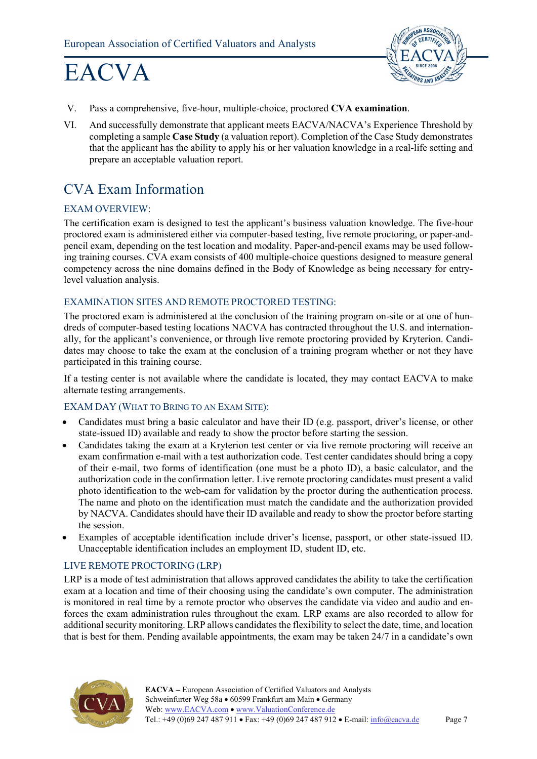V. Pass a comprehensive, five-hour, multiple-choice, proctored **CVA examination**.

VI. And successfully demonstrate that applicant meets EACVA/NACVA's Experience Threshold by completing a sample **Case Study** (a valuation report). Completion of the Case Study demonstrates that the applicant has the ability to apply his or her valuation knowledge in a real-life setting and prepare an acceptable valuation report.

## CVA Exam Information

### EXAM OVERVIEW:

The certification exam is designed to test the applicant's business valuation knowledge. The five-hour proctored exam is administered either via computer-based testing, live remote proctoring, or paper-and-pencil exam, depending on the test location and modality. Paper-and-pencil exams may be used following training courses. CVA exam consists of 400 multiple-choice questions designed to measure general competency across the nine domains defined in the Body of Knowledge as being necessary for entry-level valuation analysis.

### EXAMINATION SITES AND REMOTE PROCTORED TESTING:

The proctored exam is administered at the conclusion of the training program on-site or at one of hundreds of computer-based testing locations NACVA has contracted throughout the U.S. and internationally, for the applicant's convenience, or through live remote proctoring provided by Kryterion. Candidates may choose to take the exam at the conclusion of a training program whether or not they have participated in this training course.

If a testing center is not available where the candidate is located, they may contact EACVA to make alternate testing arrangements.

### EXAM DAY (WHAT TO BRING TO AN EXAM SITE):

- Candidates must bring a basic calculator and have their ID (e.g. passport, driver's license, or other state-issued ID) available and ready to show the proctor before starting the session.
- Candidates taking the exam at a Kryterion test center or via live remote proctoring will receive an exam confirmation e-mail with a test authorization code. Test center candidates should bring a copy of their e-mail, two forms of identification (one must be a photo ID), a basic calculator, and the authorization code in the confirmation letter. Live remote proctoring candidates must present a valid photo identification to the web-cam for validation by the proctor during the authentication process. The name and photo on the identification must match the candidate and the authorization provided by NACVA. Candidates should have their ID available and ready to show the proctor before starting the session.
- Examples of acceptable identification include driver's license, passport, or other state-issued ID. Unacceptable identification includes an employment ID, student ID, etc.

### LIVE REMOTE PROCTORING (LRP)

LRP is a mode of test administration that allows approved candidates the ability to take the certification exam at a location and time of their choosing using the candidate's own computer. The administration is monitored in real time by a remote proctor who observes the candidate via video and audio and enforces the exam administration rules throughout the exam. LRP exams are also recorded to allow for additional security monitoring. LRP allows candidates the flexibility to select the date, time, and location that is best for them. Pending available appointments, the exam may be taken 24/7 in a candidate's own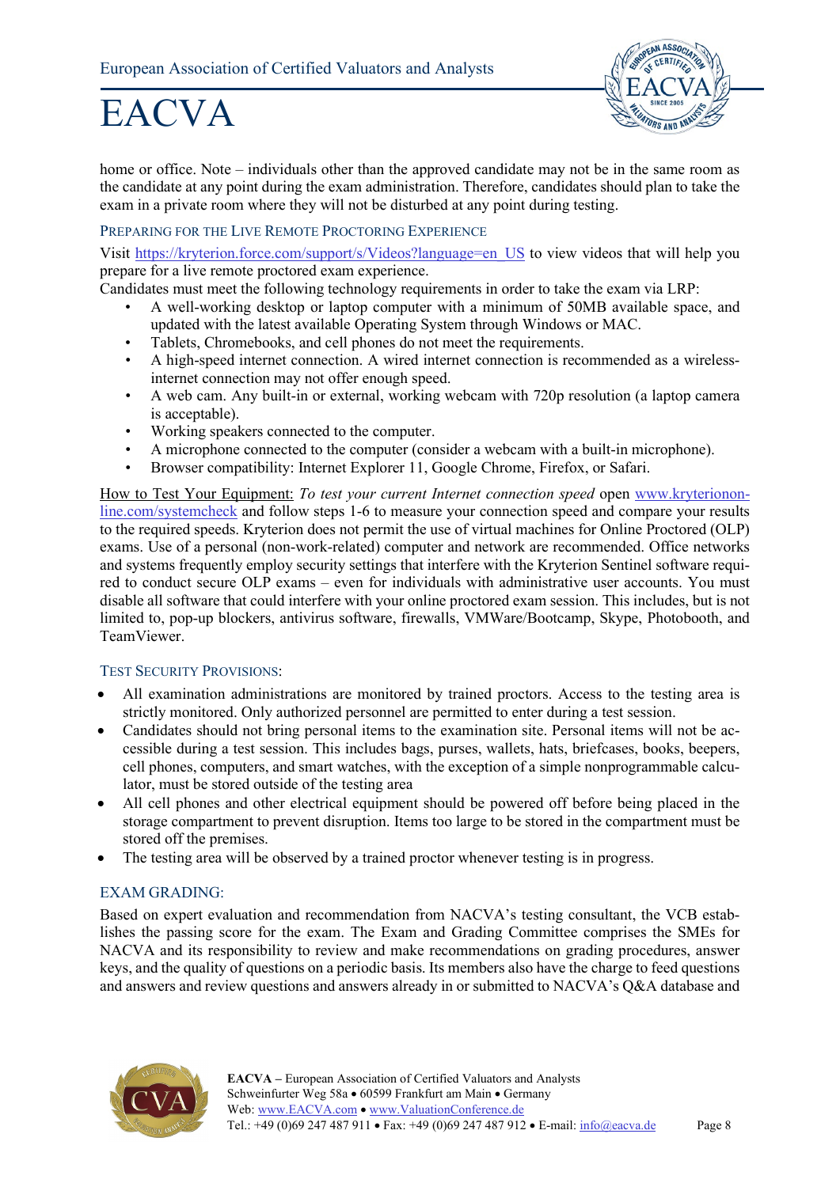home or office. Note – individuals other than the approved candidate may not be in the same room as the candidate at any point during the exam administration. Therefore, candidates should plan to take the exam in a private room where they will not be disturbed at any point during testing.

### PREPARING FOR THE LIVE REMOTE PROCTORING EXPERIENCE

Visit https://kryterion.force.com/support/s/Videos?language=en_US to view videos that will help you prepare for a live remote proctored exam experience.

Candidates must meet the following technology requirements in order to take the exam via LRP:

- A well-working desktop or laptop computer with a minimum of 50MB available space, and updated with the latest available Operating System through Windows or MAC.
- Tablets, Chromebooks, and cell phones do not meet the requirements.
- A high-speed internet connection. A wired internet connection is recommended as a wireless-internet connection may not offer enough speed.
- A web cam. Any built-in or external, working webcam with 720p resolution (a laptop camera is acceptable).
- Working speakers connected to the computer.
- A microphone connected to the computer (consider a webcam with a built-in microphone).
- Browser compatibility: Internet Explorer 11, Google Chrome, Firefox, or Safari.

How to Test Your Equipment: *To test your current Internet connection speed* open www.kryteriononline.com/systemcheck and follow steps 1-6 to measure your connection speed and compare your results to the required speeds. Kryterion does not permit the use of virtual machines for Online Proctored (OLP) exams. Use of a personal (non-work-related) computer and network are recommended. Office networks and systems frequently employ security settings that interfere with the Kryterion Sentinel software required to conduct secure OLP exams – even for individuals with administrative user accounts. You must disable all software that could interfere with your online proctored exam session. This includes, but is not limited to, pop-up blockers, antivirus software, firewalls, VMWare/Bootcamp, Skype, Photobooth, and TeamViewer.

### TEST SECURITY PROVISIONS:

- All examination administrations are monitored by trained proctors. Access to the testing area is strictly monitored. Only authorized personnel are permitted to enter during a test session.
- Candidates should not bring personal items to the examination site. Personal items will not be accessible during a test session. This includes bags, purses, wallets, hats, briefcases, books, beepers, cell phones, computers, and smart watches, with the exception of a simple nonprogrammable calculator, must be stored outside of the testing area
- All cell phones and other electrical equipment should be powered off before being placed in the storage compartment to prevent disruption. Items too large to be stored in the compartment must be stored off the premises.
- The testing area will be observed by a trained proctor whenever testing is in progress.

### EXAM GRADING:

Based on expert evaluation and recommendation from NACVA's testing consultant, the VCB establishes the passing score for the exam. The Exam and Grading Committee comprises the SMEs for NACVA and its responsibility to review and make recommendations on grading procedures, answer keys, and the quality of questions on a periodic basis. Its members also have the charge to feed questions and answers and review questions and answers already in or submitted to NACVA's Q&A database and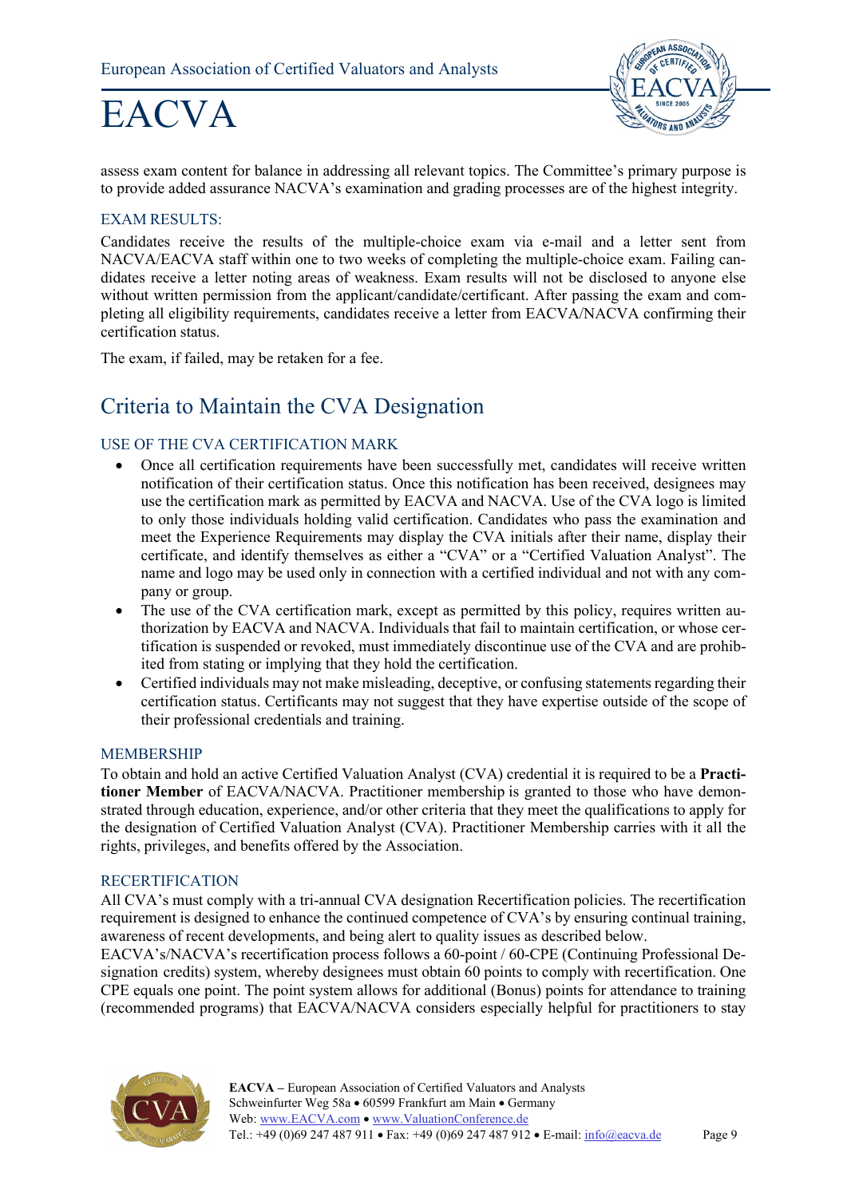assess exam content for balance in addressing all relevant topics. The Committee's primary purpose is to provide added assurance NACVA's examination and grading processes are of the highest integrity.

### EXAM RESULTS:

Candidates receive the results of the multiple-choice exam via e-mail and a letter sent from NACVA/EACVA staff within one to two weeks of completing the multiple-choice exam. Failing candidates receive a letter noting areas of weakness. Exam results will not be disclosed to anyone else without written permission from the applicant/candidate/certificant. After passing the exam and completing all eligibility requirements, candidates receive a letter from EACVA/NACVA confirming their certification status.

The exam, if failed, may be retaken for a fee.

## Criteria to Maintain the CVA Designation

### USE OF THE CVA CERTIFICATION MARK

- Once all certification requirements have been successfully met, candidates will receive written notification of their certification status. Once this notification has been received, designees may use the certification mark as permitted by EACVA and NACVA. Use of the CVA logo is limited to only those individuals holding valid certification. Candidates who pass the examination and meet the Experience Requirements may display the CVA initials after their name, display their certificate, and identify themselves as either a "CVA" or a "Certified Valuation Analyst". The name and logo may be used only in connection with a certified individual and not with any company or group.
- The use of the CVA certification mark, except as permitted by this policy, requires written authorization by EACVA and NACVA. Individuals that fail to maintain certification, or whose certification is suspended or revoked, must immediately discontinue use of the CVA and are prohibited from stating or implying that they hold the certification.
- Certified individuals may not make misleading, deceptive, or confusing statements regarding their certification status. Certificants may not suggest that they have expertise outside of the scope of their professional credentials and training.

### MEMBERSHIP

To obtain and hold an active Certified Valuation Analyst (CVA) credential it is required to be a **Practitioner Member** of EACVA/NACVA. Practitioner membership is granted to those who have demonstrated through education, experience, and/or other criteria that they meet the qualifications to apply for the designation of Certified Valuation Analyst (CVA). Practitioner Membership carries with it all the rights, privileges, and benefits offered by the Association.

### RECERTIFICATION

All CVA's must comply with a tri-annual CVA designation Recertification policies. The recertification requirement is designed to enhance the continued competence of CVA's by ensuring continual training, awareness of recent developments, and being alert to quality issues as described below.

EACVA's/NACVA's recertification process follows a 60-point / 60-CPE (Continuing Professional Designation credits) system, whereby designees must obtain 60 points to comply with recertification. One CPE equals one point. The point system allows for additional (Bonus) points for attendance to training (recommended programs) that EACVA/NACVA considers especially helpful for practitioners to stay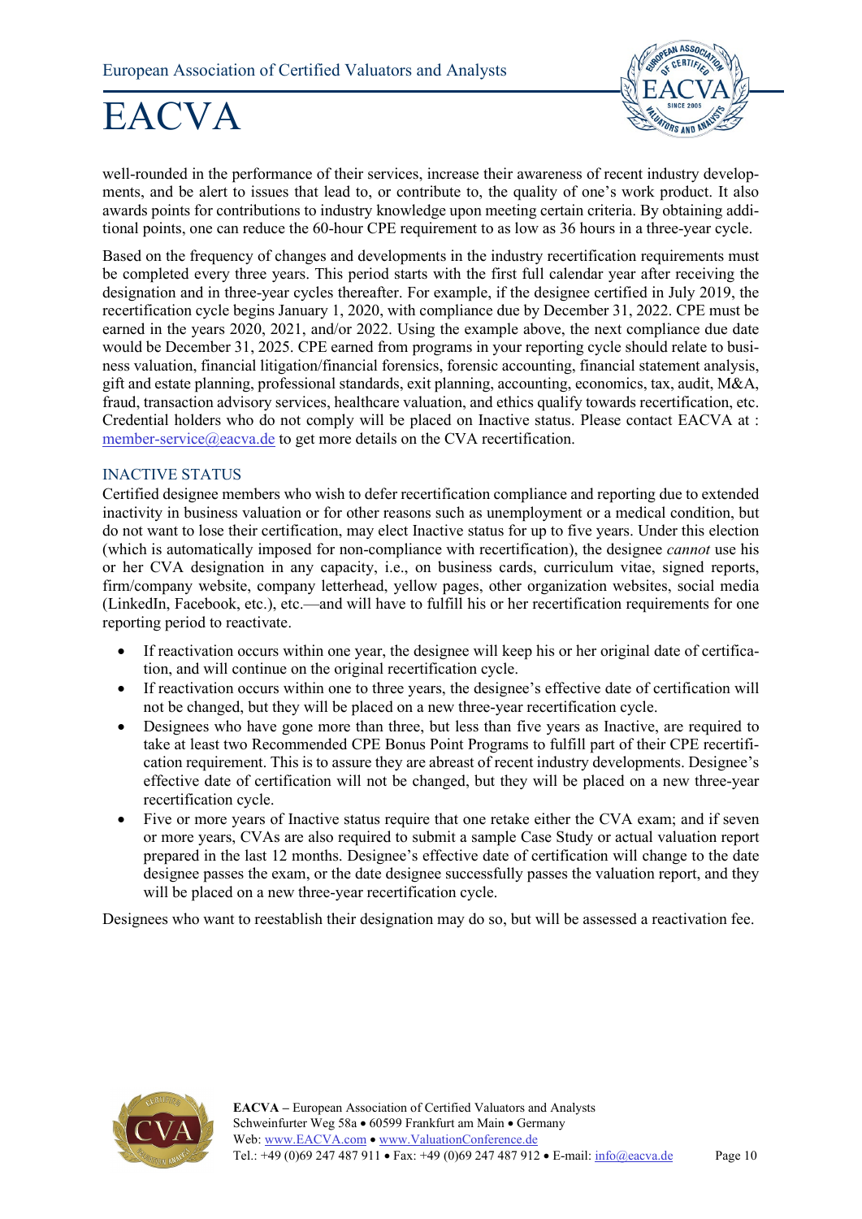well-rounded in the performance of their services, increase their awareness of recent industry developments, and be alert to issues that lead to, or contribute to, the quality of one's work product. It also awards points for contributions to industry knowledge upon meeting certain criteria. By obtaining additional points, one can reduce the 60-hour CPE requirement to as low as 36 hours in a three-year cycle.

Based on the frequency of changes and developments in the industry recertification requirements must be completed every three years. This period starts with the first full calendar year after receiving the designation and in three-year cycles thereafter. For example, if the designee certified in July 2019, the recertification cycle begins January 1, 2020, with compliance due by December 31, 2022. CPE must be earned in the years 2020, 2021, and/or 2022. Using the example above, the next compliance due date would be December 31, 2025. CPE earned from programs in your reporting cycle should relate to business valuation, financial litigation/financial forensics, forensic accounting, financial statement analysis, gift and estate planning, professional standards, exit planning, accounting, economics, tax, audit, M&A, fraud, transaction advisory services, healthcare valuation, and ethics qualify towards recertification, etc. Credential holders who do not comply will be placed on Inactive status. Please contact EACVA at : member-service@eacva.de to get more details on the CVA recertification.

## INACTIVE STATUS

Certified designee members who wish to defer recertification compliance and reporting due to extended inactivity in business valuation or for other reasons such as unemployment or a medical condition, but do not want to lose their certification, may elect Inactive status for up to five years. Under this election (which is automatically imposed for non-compliance with recertification), the designee *cannot* use his or her CVA designation in any capacity, i.e., on business cards, curriculum vitae, signed reports, firm/company website, company letterhead, yellow pages, other organization websites, social media (LinkedIn, Facebook, etc.), etc.—and will have to fulfill his or her recertification requirements for one reporting period to reactivate.

- If reactivation occurs within one year, the designee will keep his or her original date of certification, and will continue on the original recertification cycle.
- If reactivation occurs within one to three years, the designee's effective date of certification will not be changed, but they will be placed on a new three-year recertification cycle.
- Designees who have gone more than three, but less than five years as Inactive, are required to take at least two Recommended CPE Bonus Point Programs to fulfill part of their CPE recertification requirement. This is to assure they are abreast of recent industry developments. Designee's effective date of certification will not be changed, but they will be placed on a new three-year recertification cycle.
- Five or more years of Inactive status require that one retake either the CVA exam; and if seven or more years, CVAs are also required to submit a sample Case Study or actual valuation report prepared in the last 12 months. Designee's effective date of certification will change to the date designee passes the exam, or the date designee successfully passes the valuation report, and they will be placed on a new three-year recertification cycle.

Designees who want to reestablish their designation may do so, but will be assessed a reactivation fee.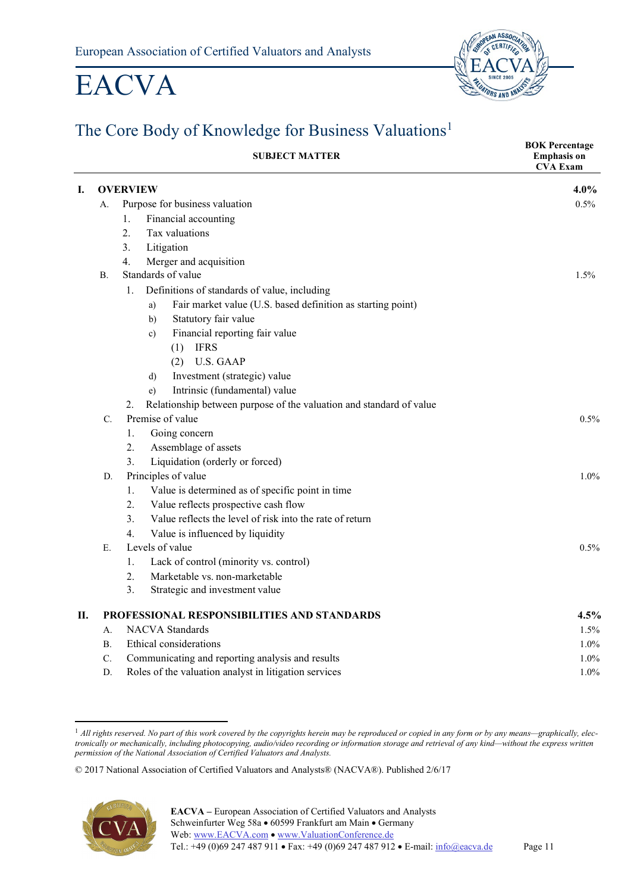European Association of Certified Valuators and Analysts

# EACVA

## The Core Body of Knowledge for Business Valuations[1]

| SUBJECT MATTER | BOK Percentage Emphasis on CVA Exam |
|---|---|
| **I. OVERVIEW** | **4.0%** |
| A. Purpose for business valuation | 0.5% |
| 1. Financial accounting | |
| 2. Tax valuations | |
| 3. Litigation | |
| 4. Merger and acquisition | |
| B. Standards of value | 1.5% |
| 1. Definitions of standards of value, including | |
| a) Fair market value (U.S. based definition as starting point) | |
| b) Statutory fair value | |
| c) Financial reporting fair value | |
| (1) IFRS | |
| (2) U.S. GAAP | |
| d) Investment (strategic) value | |
| e) Intrinsic (fundamental) value | |
| 2. Relationship between purpose of the valuation and standard of value | |
| C. Premise of value | 0.5% |
| 1. Going concern | |
| 2. Assemblage of assets | |
| 3. Liquidation (orderly or forced) | |
| D. Principles of value | 1.0% |
| 1. Value is determined as of specific point in time | |
| 2. Value reflects prospective cash flow | |
| 3. Value reflects the level of risk into the rate of return | |
| 4. Value is influenced by liquidity | |
| E. Levels of value | 0.5% |
| 1. Lack of control (minority vs. control) | |
| 2. Marketable vs. non-marketable | |
| 3. Strategic and investment value | |
| **II. PROFESSIONAL RESPONSIBILITIES AND STANDARDS** | **4.5%** |
| A. NACVA Standards | 1.5% |
| B. Ethical considerations | 1.0% |
| C. Communicating and reporting analysis and results | 1.0% |
| D. Roles of the valuation analyst in litigation services | 1.0% |

[1] *All rights reserved. No part of this work covered by the copyrights herein may be reproduced or copied in any form or by any means—graphically, electronically or mechanically, including photocopying, audio/video recording or information storage and retrieval of any kind—without the express written permission of the National Association of Certified Valuators and Analysts.*

© 2017 National Association of Certified Valuators and Analysts® (NACVA®). Published 2/6/17

**EACVA –** European Association of Certified Valuators and Analysts
Schweinfurter Weg 58a • 60599 Frankfurt am Main • Germany
Web: www.EACVA.com • www.ValuationConference.de
Tel.: +49 (0)69 247 487 911 • Fax: +49 (0)69 247 487 912 • E-mail: info@eacva.de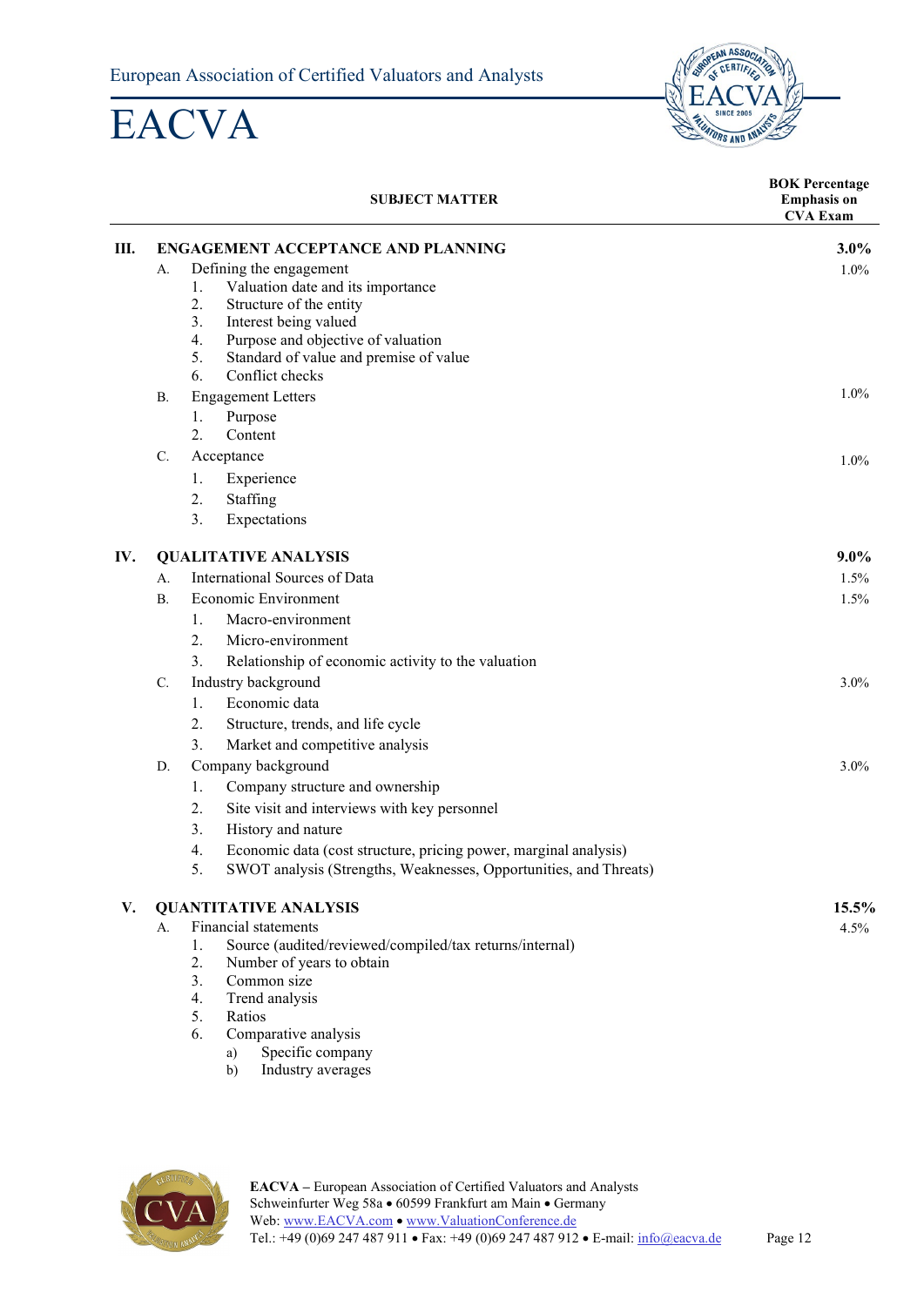| | | SUBJECT MATTER | BOK Percentage Emphasis on CVA Exam |
|---|---|---|---|
| **III.** | | **ENGAGEMENT ACCEPTANCE AND PLANNING** | **3.0%** |
| | A. | Defining the engagement | 1.0% |
| | | 1. Valuation date and its importance | |
| | | 2. Structure of the entity | |
| | | 3. Interest being valued | |
| | | 4. Purpose and objective of valuation | |
| | | 5. Standard of value and premise of value | |
| | | 6. Conflict checks | |
| | B. | Engagement Letters | 1.0% |
| | | 1. Purpose | |
| | | 2. Content | |
| | C. | Acceptance | 1.0% |
| | | 1. Experience | |
| | | 2. Staffing | |
| | | 3. Expectations | |
| **IV.** | | **QUALITATIVE ANALYSIS** | **9.0%** |
| | A. | International Sources of Data | 1.5% |
| | B. | Economic Environment | 1.5% |
| | | 1. Macro-environment | |
| | | 2. Micro-environment | |
| | | 3. Relationship of economic activity to the valuation | |
| | C. | Industry background | 3.0% |
| | | 1. Economic data | |
| | | 2. Structure, trends, and life cycle | |
| | | 3. Market and competitive analysis | |
| | D. | Company background | 3.0% |
| | | 1. Company structure and ownership | |
| | | 2. Site visit and interviews with key personnel | |
| | | 3. History and nature | |
| | | 4. Economic data (cost structure, pricing power, marginal analysis) | |
| | | 5. SWOT analysis (Strengths, Weaknesses, Opportunities, and Threats) | |
| **V.** | | **QUANTITATIVE ANALYSIS** | **15.5%** |
| | A. | Financial statements | 4.5% |
| | | 1. Source (audited/reviewed/compiled/tax returns/internal) | |
| | | 2. Number of years to obtain | |
| | | 3. Common size | |
| | | 4. Trend analysis | |
| | | 5. Ratios | |
| | | 6. Comparative analysis | |
| | | a) Specific company | |
| | | b) Industry averages | |

**EACVA** – European Association of Certified Valuators and Analysts
Schweinfurter Weg 58a • 60599 Frankfurt am Main • Germany
Web: www.EACVA.com • www.ValuationConference.de
Tel.: +49 (0)69 247 487 911 • Fax: +49 (0)69 247 487 912 • E-mail: info@eacva.de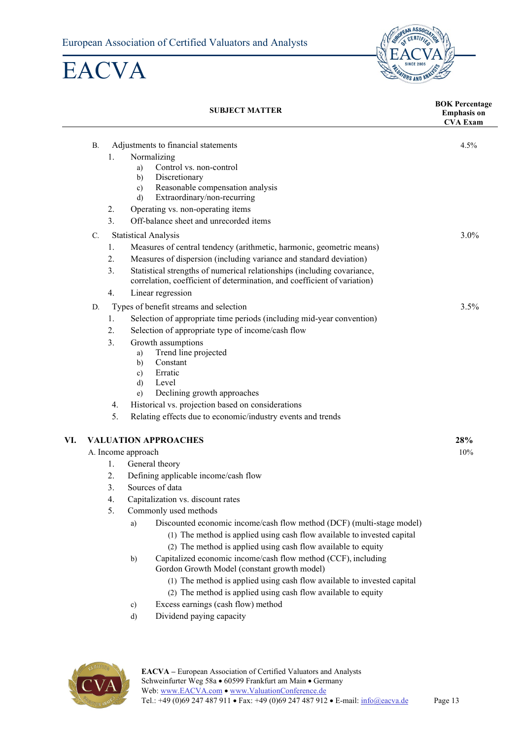| SUBJECT MATTER | BOK Percentage Emphasis on CVA Exam |
|---|---|
| B. Adjustments to financial statements | 4.5% |
| C. Statistical Analysis | 3.0% |
| D. Types of benefit streams and selection | 3.5% |
| **VI. VALUATION APPROACHES** | **28%** |
| A. Income approach | 10% |

B. Adjustments to financial statements — 4.5%

1. Normalizing
   - a) Control vs. non-control
   - b) Discretionary
   - c) Reasonable compensation analysis
   - d) Extraordinary/non-recurring
2. Operating vs. non-operating items
3. Off-balance sheet and unrecorded items

C. Statistical Analysis — 3.0%

1. Measures of central tendency (arithmetic, harmonic, geometric means)
2. Measures of dispersion (including variance and standard deviation)
3. Statistical strengths of numerical relationships (including covariance, correlation, coefficient of determination, and coefficient of variation)
4. Linear regression

D. Types of benefit streams and selection — 3.5%

1. Selection of appropriate time periods (including mid-year convention)
2. Selection of appropriate type of income/cash flow
3. Growth assumptions
   - a) Trend line projected
   - b) Constant
   - c) Erratic
   - d) Level
   - e) Declining growth approaches
4. Historical vs. projection based on considerations
5. Relating effects due to economic/industry events and trends

## VI. VALUATION APPROACHES — 28%

A. Income approach — 10%

1. General theory
2. Defining applicable income/cash flow
3. Sources of data
4. Capitalization vs. discount rates
5. Commonly used methods
   - a) Discounted economic income/cash flow method (DCF) (multi-stage model)
     - (1) The method is applied using cash flow available to invested capital
     - (2) The method is applied using cash flow available to equity
   - b) Capitalized economic income/cash flow method (CCF), including Gordon Growth Model (constant growth model)
     - (1) The method is applied using cash flow available to invested capital
     - (2) The method is applied using cash flow available to equity
   - c) Excess earnings (cash flow) method
   - d) Dividend paying capacity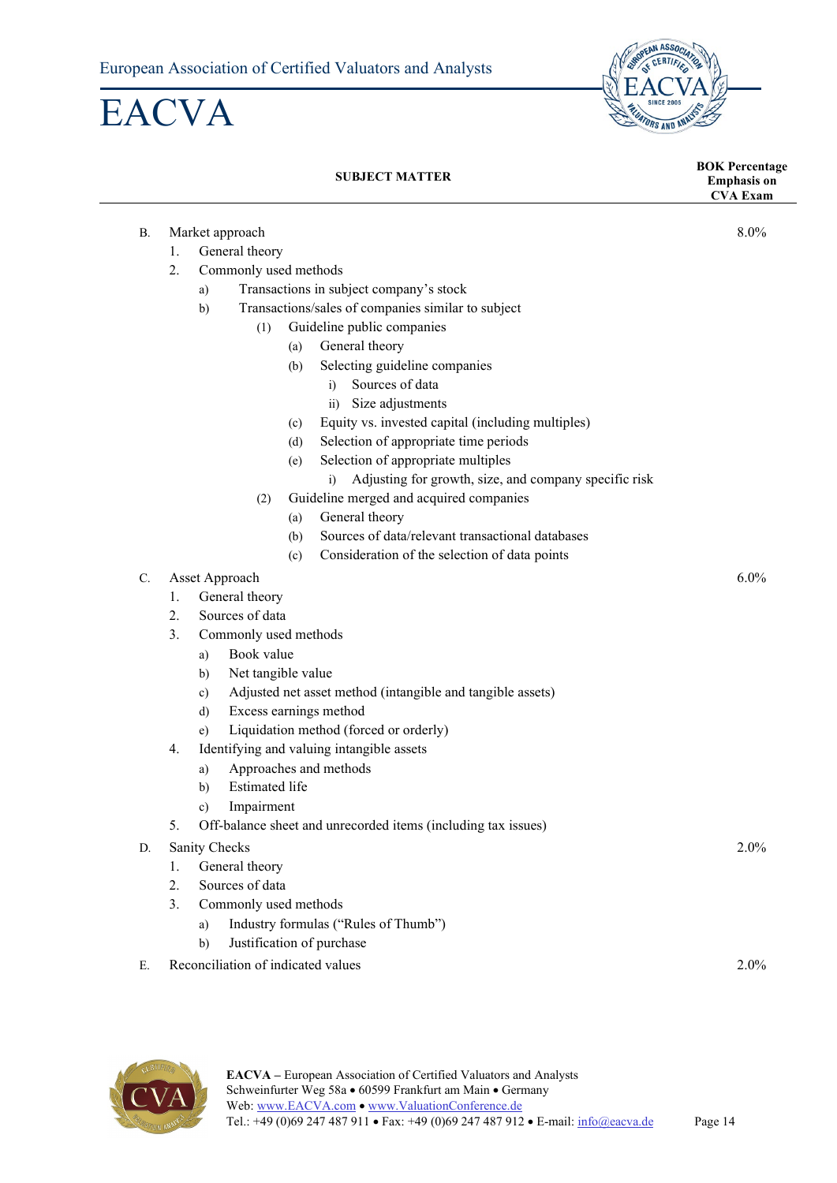| SUBJECT MATTER | BOK Percentage Emphasis on CVA Exam |
|---|---|
| B. Market approach | 8.0% |
| C. Asset Approach | 6.0% |
| D. Sanity Checks | 2.0% |
| E. Reconciliation of indicated values | 2.0% |

B. Market approach — 8.0%

1. General theory
2. Commonly used methods
   - a) Transactions in subject company's stock
   - b) Transactions/sales of companies similar to subject
     - (1) Guideline public companies
       - (a) General theory
       - (b) Selecting guideline companies
         - i) Sources of data
         - ii) Size adjustments
       - (c) Equity vs. invested capital (including multiples)
       - (d) Selection of appropriate time periods
       - (e) Selection of appropriate multiples
         - i) Adjusting for growth, size, and company specific risk
     - (2) Guideline merged and acquired companies
       - (a) General theory
       - (b) Sources of data/relevant transactional databases
       - (c) Consideration of the selection of data points

C. Asset Approach — 6.0%

1. General theory
2. Sources of data
3. Commonly used methods
   - a) Book value
   - b) Net tangible value
   - c) Adjusted net asset method (intangible and tangible assets)
   - d) Excess earnings method
   - e) Liquidation method (forced or orderly)
4. Identifying and valuing intangible assets
   - a) Approaches and methods
   - b) Estimated life
   - c) Impairment
5. Off-balance sheet and unrecorded items (including tax issues)

D. Sanity Checks — 2.0%

1. General theory
2. Sources of data
3. Commonly used methods
   - a) Industry formulas ("Rules of Thumb")
   - b) Justification of purchase

E. Reconciliation of indicated values — 2.0%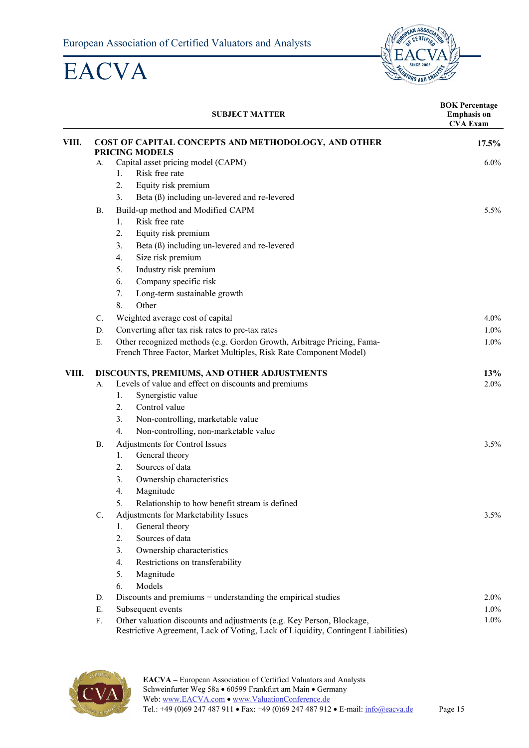| | SUBJECT MATTER | BOK Percentage Emphasis on CVA Exam |
|---|---|---|
| **VIII.** | **COST OF CAPITAL CONCEPTS AND METHODOLOGY, AND OTHER PRICING MODELS** | **17.5%** |
| | A. Capital asset pricing model (CAPM) | 6.0% |
| | 1. Risk free rate | |
| | 2. Equity risk premium | |
| | 3. Beta (ß) including un-levered and re-levered | |
| | B. Build-up method and Modified CAPM | 5.5% |
| | 1. Risk free rate | |
| | 2. Equity risk premium | |
| | 3. Beta (ß) including un-levered and re-levered | |
| | 4. Size risk premium | |
| | 5. Industry risk premium | |
| | 6. Company specific risk | |
| | 7. Long-term sustainable growth | |
| | 8. Other | |
| | C. Weighted average cost of capital | 4.0% |
| | D. Converting after tax risk rates to pre-tax rates | 1.0% |
| | E. Other recognized methods (e.g. Gordon Growth, Arbitrage Pricing, Fama-French Three Factor, Market Multiples, Risk Rate Component Model) | 1.0% |
| **VIII.** | **DISCOUNTS, PREMIUMS, AND OTHER ADJUSTMENTS** | **13%** |
| | A. Levels of value and effect on discounts and premiums | 2.0% |
| | 1. Synergistic value | |
| | 2. Control value | |
| | 3. Non-controlling, marketable value | |
| | 4. Non-controlling, non-marketable value | |
| | B. Adjustments for Control Issues | 3.5% |
| | 1. General theory | |
| | 2. Sources of data | |
| | 3. Ownership characteristics | |
| | 4. Magnitude | |
| | 5. Relationship to how benefit stream is defined | |
| | C. Adjustments for Marketability Issues | 3.5% |
| | 1. General theory | |
| | 2. Sources of data | |
| | 3. Ownership characteristics | |
| | 4. Restrictions on transferability | |
| | 5. Magnitude | |
| | 6. Models | |
| | D. Discounts and premiums − understanding the empirical studies | 2.0% |
| | E. Subsequent events | 1.0% |
| | F. Other valuation discounts and adjustments (e.g. Key Person, Blockage, Restrictive Agreement, Lack of Voting, Lack of Liquidity, Contingent Liabilities) | 1.0% |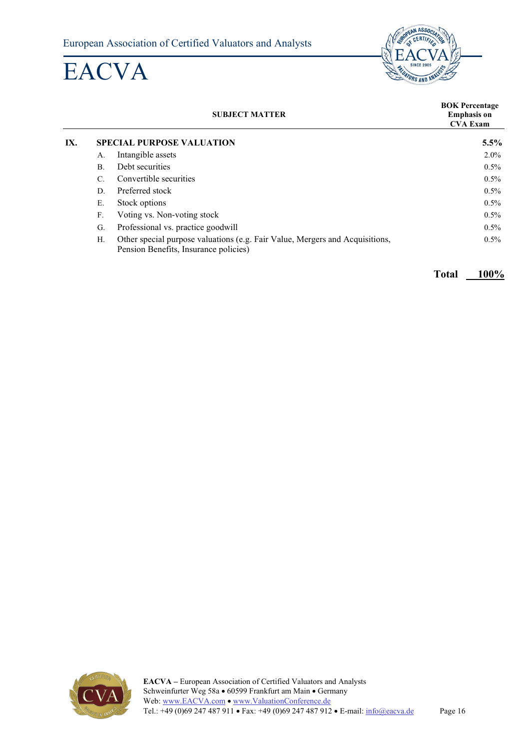| | | SUBJECT MATTER | BOK Percentage Emphasis on CVA Exam |
|---|---|---|---|
| **IX.** | **SPECIAL PURPOSE VALUATION** | | **5.5%** |
| | A. | Intangible assets | 2.0% |
| | B. | Debt securities | 0.5% |
| | C. | Convertible securities | 0.5% |
| | D. | Preferred stock | 0.5% |
| | E. | Stock options | 0.5% |
| | F. | Voting vs. Non-voting stock | 0.5% |
| | G. | Professional vs. practice goodwill | 0.5% |
| | H. | Other special purpose valuations (e.g. Fair Value, Mergers and Acquisitions, Pension Benefits, Insurance policies) | 0.5% |
| | | **Total** | **100%** |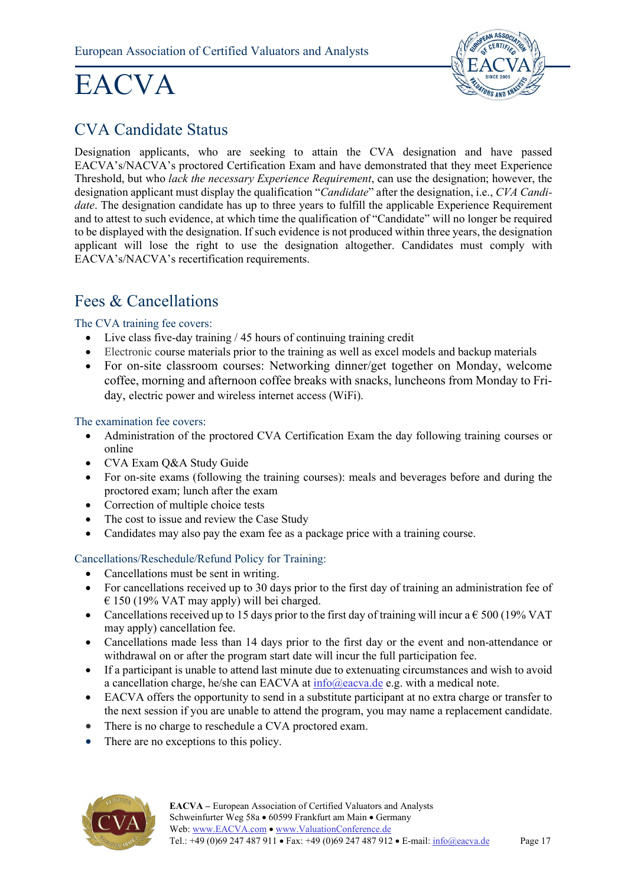# CVA Candidate Status

Designation applicants, who are seeking to attain the CVA designation and have passed EACVA's/NACVA's proctored Certification Exam and have demonstrated that they meet Experience Threshold, but who *lack the necessary Experience Requirement*, can use the designation; however, the designation applicant must display the qualification "*Candidate*" after the designation, i.e., *CVA Candidate*. The designation candidate has up to three years to fulfill the applicable Experience Requirement and to attest to such evidence, at which time the qualification of "Candidate" will no longer be required to be displayed with the designation. If such evidence is not produced within three years, the designation applicant will lose the right to use the designation altogether. Candidates must comply with EACVA's/NACVA's recertification requirements.

# Fees & Cancellations

### The CVA training fee covers:

- Live class five-day training / 45 hours of continuing training credit
- Electronic course materials prior to the training as well as excel models and backup materials
- For on-site classroom courses: Networking dinner/get together on Monday, welcome coffee, morning and afternoon coffee breaks with snacks, luncheons from Monday to Friday, electric power and wireless internet access (WiFi).

### The examination fee covers:

- Administration of the proctored CVA Certification Exam the day following training courses or online
- CVA Exam Q&A Study Guide
- For on-site exams (following the training courses): meals and beverages before and during the proctored exam; lunch after the exam
- Correction of multiple choice tests
- The cost to issue and review the Case Study
- Candidates may also pay the exam fee as a package price with a training course.

### Cancellations/Reschedule/Refund Policy for Training:

- Cancellations must be sent in writing.
- For cancellations received up to 30 days prior to the first day of training an administration fee of € 150 (19% VAT may apply) will bei charged.
- Cancellations received up to 15 days prior to the first day of training will incur a € 500 (19% VAT may apply) cancellation fee.
- Cancellations made less than 14 days prior to the first day or the event and non-attendance or withdrawal on or after the program start date will incur the full participation fee.
- If a participant is unable to attend last minute due to extenuating circumstances and wish to avoid a cancellation charge, he/she can EACVA at info@eacva.de e.g. with a medical note.
- EACVA offers the opportunity to send in a substitute participant at no extra charge or transfer to the next session if you are unable to attend the program, you may name a replacement candidate.
- There is no charge to reschedule a CVA proctored exam.
- There are no exceptions to this policy.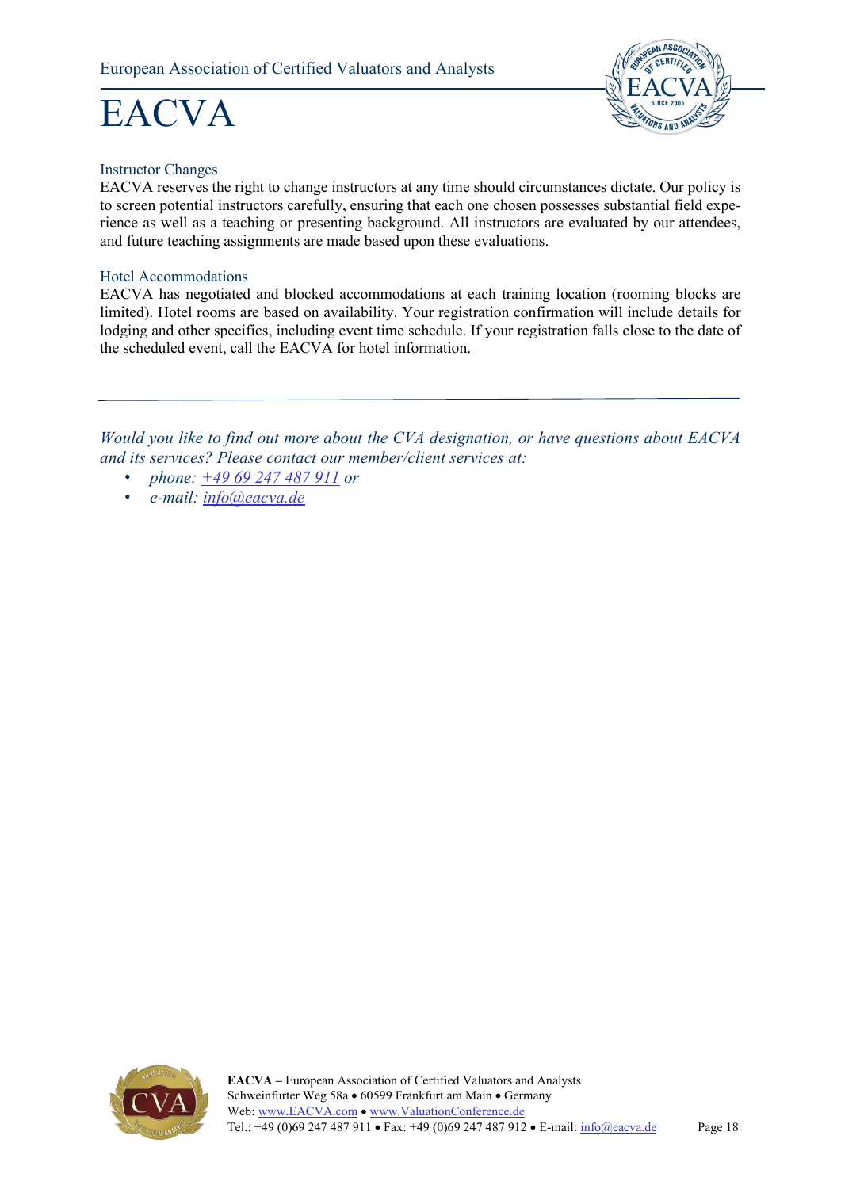## Instructor Changes

EACVA reserves the right to change instructors at any time should circumstances dictate. Our policy is to screen potential instructors carefully, ensuring that each one chosen possesses substantial field experience as well as a teaching or presenting background. All instructors are evaluated by our attendees, and future teaching assignments are made based upon these evaluations.

## Hotel Accommodations

EACVA has negotiated and blocked accommodations at each training location (rooming blocks are limited). Hotel rooms are based on availability. Your registration confirmation will include details for lodging and other specifics, including event time schedule. If your registration falls close to the date of the scheduled event, call the EACVA for hotel information.

---

*Would you like to find out more about the CVA designation, or have questions about EACVA and its services? Please contact our member/client services at:*

- *phone: +49 69 247 487 911 or*
- *e-mail: info@eacva.de*